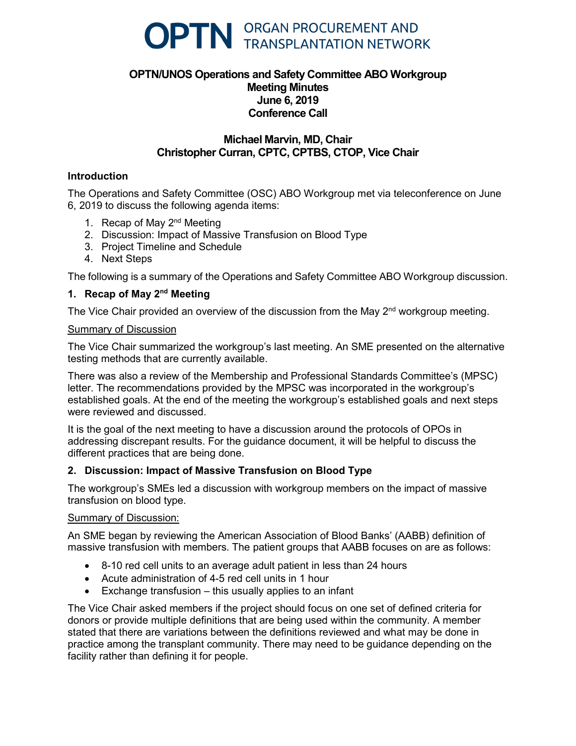# OPTN ORGAN PROCUREMENT AND TRANSPLANTATION NETWORK

**OPTN/UNOS Operations and Safety Committee ABO Workgroup**
**Meeting Minutes**
**June 6, 2019**
**Conference Call**

**Michael Marvin, MD, Chair**
**Christopher Curran, CPTC, CPTBS, CTOP, Vice Chair**

## Introduction

The Operations and Safety Committee (OSC) ABO Workgroup met via teleconference on June 6, 2019 to discuss the following agenda items:

1. Recap of May 2nd Meeting
2. Discussion: Impact of Massive Transfusion on Blood Type
3. Project Timeline and Schedule
4. Next Steps

The following is a summary of the Operations and Safety Committee ABO Workgroup discussion.

### 1. Recap of May 2nd Meeting

The Vice Chair provided an overview of the discussion from the May 2nd workgroup meeting.

Summary of Discussion

The Vice Chair summarized the workgroup's last meeting. An SME presented on the alternative testing methods that are currently available.

There was also a review of the Membership and Professional Standards Committee's (MPSC) letter. The recommendations provided by the MPSC was incorporated in the workgroup's established goals. At the end of the meeting the workgroup's established goals and next steps were reviewed and discussed.

It is the goal of the next meeting to have a discussion around the protocols of OPOs in addressing discrepant results. For the guidance document, it will be helpful to discuss the different practices that are being done.

### 2. Discussion: Impact of Massive Transfusion on Blood Type

The workgroup's SMEs led a discussion with workgroup members on the impact of massive transfusion on blood type.

Summary of Discussion:

An SME began by reviewing the American Association of Blood Banks' (AABB) definition of massive transfusion with members. The patient groups that AABB focuses on are as follows:

- 8-10 red cell units to an average adult patient in less than 24 hours
- Acute administration of 4-5 red cell units in 1 hour
- Exchange transfusion – this usually applies to an infant

The Vice Chair asked members if the project should focus on one set of defined criteria for donors or provide multiple definitions that are being used within the community. A member stated that there are variations between the definitions reviewed and what may be done in practice among the transplant community. There may need to be guidance depending on the facility rather than defining it for people.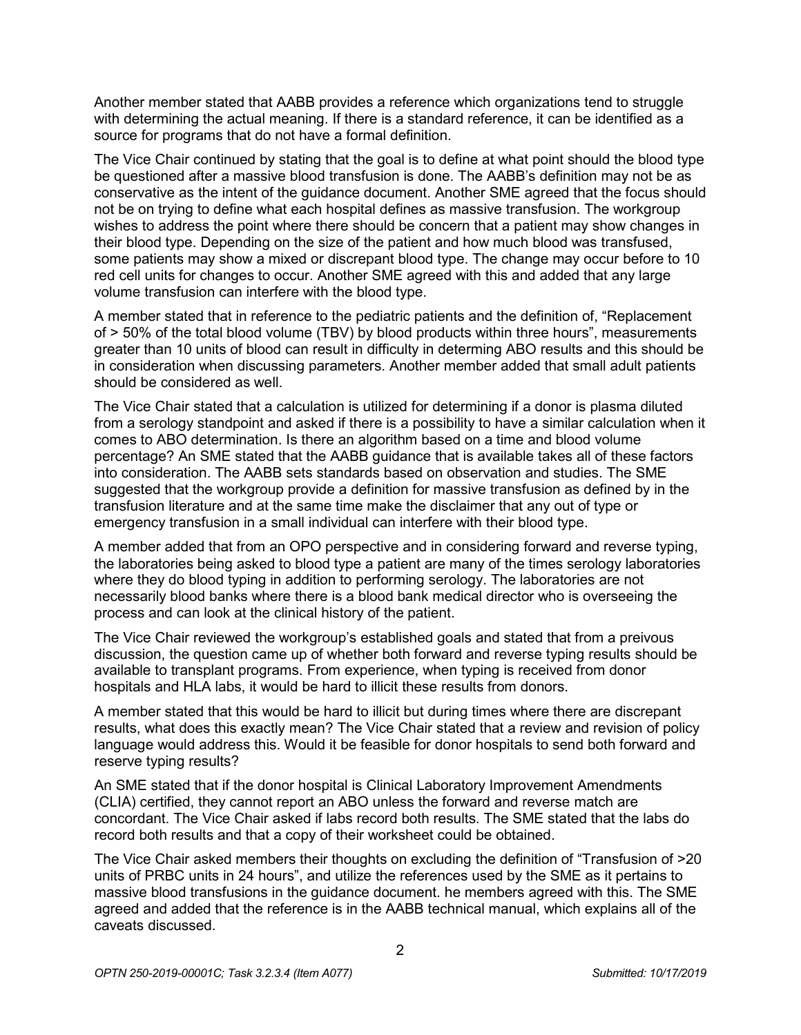Another member stated that AABB provides a reference which organizations tend to struggle with determining the actual meaning. If there is a standard reference, it can be identified as a source for programs that do not have a formal definition.

The Vice Chair continued by stating that the goal is to define at what point should the blood type be questioned after a massive blood transfusion is done. The AABB's definition may not be as conservative as the intent of the guidance document. Another SME agreed that the focus should not be on trying to define what each hospital defines as massive transfusion. The workgroup wishes to address the point where there should be concern that a patient may show changes in their blood type. Depending on the size of the patient and how much blood was transfused, some patients may show a mixed or discrepant blood type. The change may occur before to 10 red cell units for changes to occur. Another SME agreed with this and added that any large volume transfusion can interfere with the blood type.

A member stated that in reference to the pediatric patients and the definition of, "Replacement of > 50% of the total blood volume (TBV) by blood products within three hours", measurements greater than 10 units of blood can result in difficulty in determing ABO results and this should be in consideration when discussing parameters. Another member added that small adult patients should be considered as well.

The Vice Chair stated that a calculation is utilized for determining if a donor is plasma diluted from a serology standpoint and asked if there is a possibility to have a similar calculation when it comes to ABO determination. Is there an algorithm based on a time and blood volume percentage? An SME stated that the AABB guidance that is available takes all of these factors into consideration. The AABB sets standards based on observation and studies. The SME suggested that the workgroup provide a definition for massive transfusion as defined by in the transfusion literature and at the same time make the disclaimer that any out of type or emergency transfusion in a small individual can interfere with their blood type.

A member added that from an OPO perspective and in considering forward and reverse typing, the laboratories being asked to blood type a patient are many of the times serology laboratories where they do blood typing in addition to performing serology. The laboratories are not necessarily blood banks where there is a blood bank medical director who is overseeing the process and can look at the clinical history of the patient.

The Vice Chair reviewed the workgroup's established goals and stated that from a preivous discussion, the question came up of whether both forward and reverse typing results should be available to transplant programs. From experience, when typing is received from donor hospitals and HLA labs, it would be hard to illicit these results from donors.

A member stated that this would be hard to illicit but during times where there are discrepant results, what does this exactly mean? The Vice Chair stated that a review and revision of policy language would address this. Would it be feasible for donor hospitals to send both forward and reserve typing results?

An SME stated that if the donor hospital is Clinical Laboratory Improvement Amendments (CLIA) certified, they cannot report an ABO unless the forward and reverse match are concordant. The Vice Chair asked if labs record both results. The SME stated that the labs do record both results and that a copy of their worksheet could be obtained.

The Vice Chair asked members their thoughts on excluding the definition of "Transfusion of >20 units of PRBC units in 24 hours", and utilize the references used by the SME as it pertains to massive blood transfusions in the guidance document. he members agreed with this. The SME agreed and added that the reference is in the AABB technical manual, which explains all of the caveats discussed.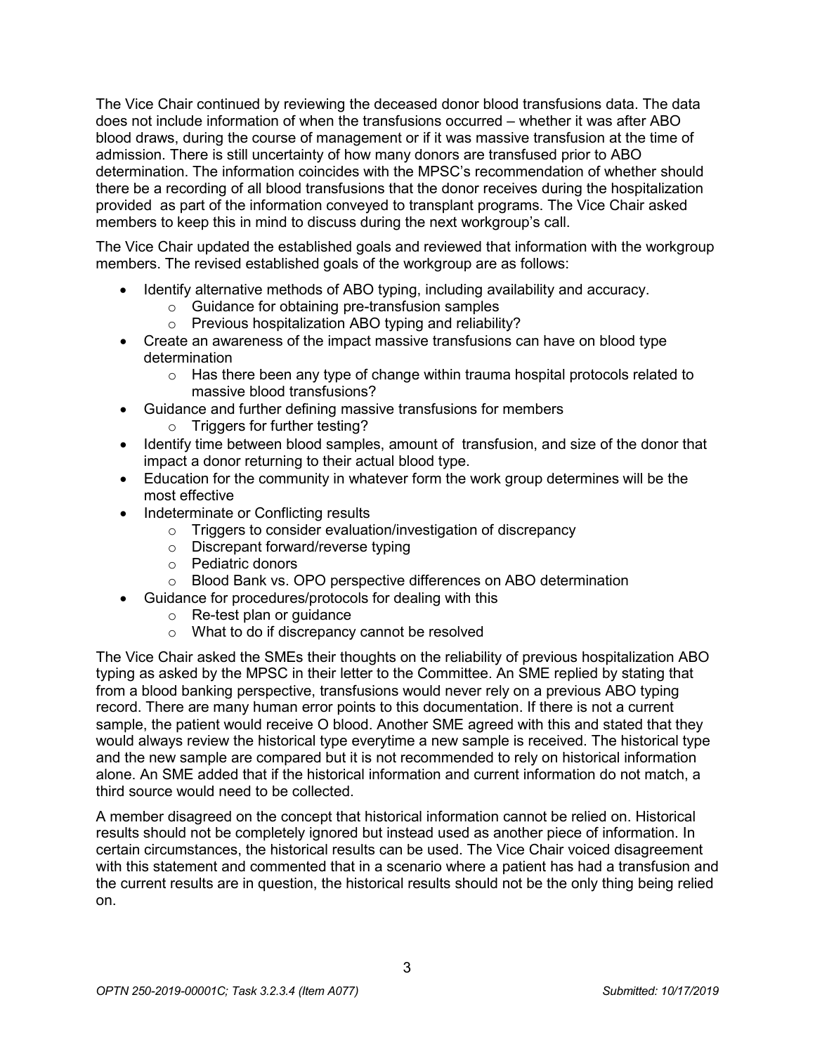The Vice Chair continued by reviewing the deceased donor blood transfusions data. The data does not include information of when the transfusions occurred – whether it was after ABO blood draws, during the course of management or if it was massive transfusion at the time of admission. There is still uncertainty of how many donors are transfused prior to ABO determination. The information coincides with the MPSC's recommendation of whether should there be a recording of all blood transfusions that the donor receives during the hospitalization provided as part of the information conveyed to transplant programs. The Vice Chair asked members to keep this in mind to discuss during the next workgroup's call.

The Vice Chair updated the established goals and reviewed that information with the workgroup members. The revised established goals of the workgroup are as follows:

- Identify alternative methods of ABO typing, including availability and accuracy.
  - Guidance for obtaining pre-transfusion samples
  - Previous hospitalization ABO typing and reliability?
- Create an awareness of the impact massive transfusions can have on blood type determination
  - Has there been any type of change within trauma hospital protocols related to massive blood transfusions?
- Guidance and further defining massive transfusions for members
  - Triggers for further testing?
- Identify time between blood samples, amount of transfusion, and size of the donor that impact a donor returning to their actual blood type.
- Education for the community in whatever form the work group determines will be the most effective
- Indeterminate or Conflicting results
  - Triggers to consider evaluation/investigation of discrepancy
  - Discrepant forward/reverse typing
  - Pediatric donors
  - Blood Bank vs. OPO perspective differences on ABO determination
- Guidance for procedures/protocols for dealing with this
  - Re-test plan or guidance
  - What to do if discrepancy cannot be resolved

The Vice Chair asked the SMEs their thoughts on the reliability of previous hospitalization ABO typing as asked by the MPSC in their letter to the Committee. An SME replied by stating that from a blood banking perspective, transfusions would never rely on a previous ABO typing record. There are many human error points to this documentation. If there is not a current sample, the patient would receive O blood. Another SME agreed with this and stated that they would always review the historical type everytime a new sample is received. The historical type and the new sample are compared but it is not recommended to rely on historical information alone. An SME added that if the historical information and current information do not match, a third source would need to be collected.

A member disagreed on the concept that historical information cannot be relied on. Historical results should not be completely ignored but instead used as another piece of information. In certain circumstances, the historical results can be used. The Vice Chair voiced disagreement with this statement and commented that in a scenario where a patient has had a transfusion and the current results are in question, the historical results should not be the only thing being relied on.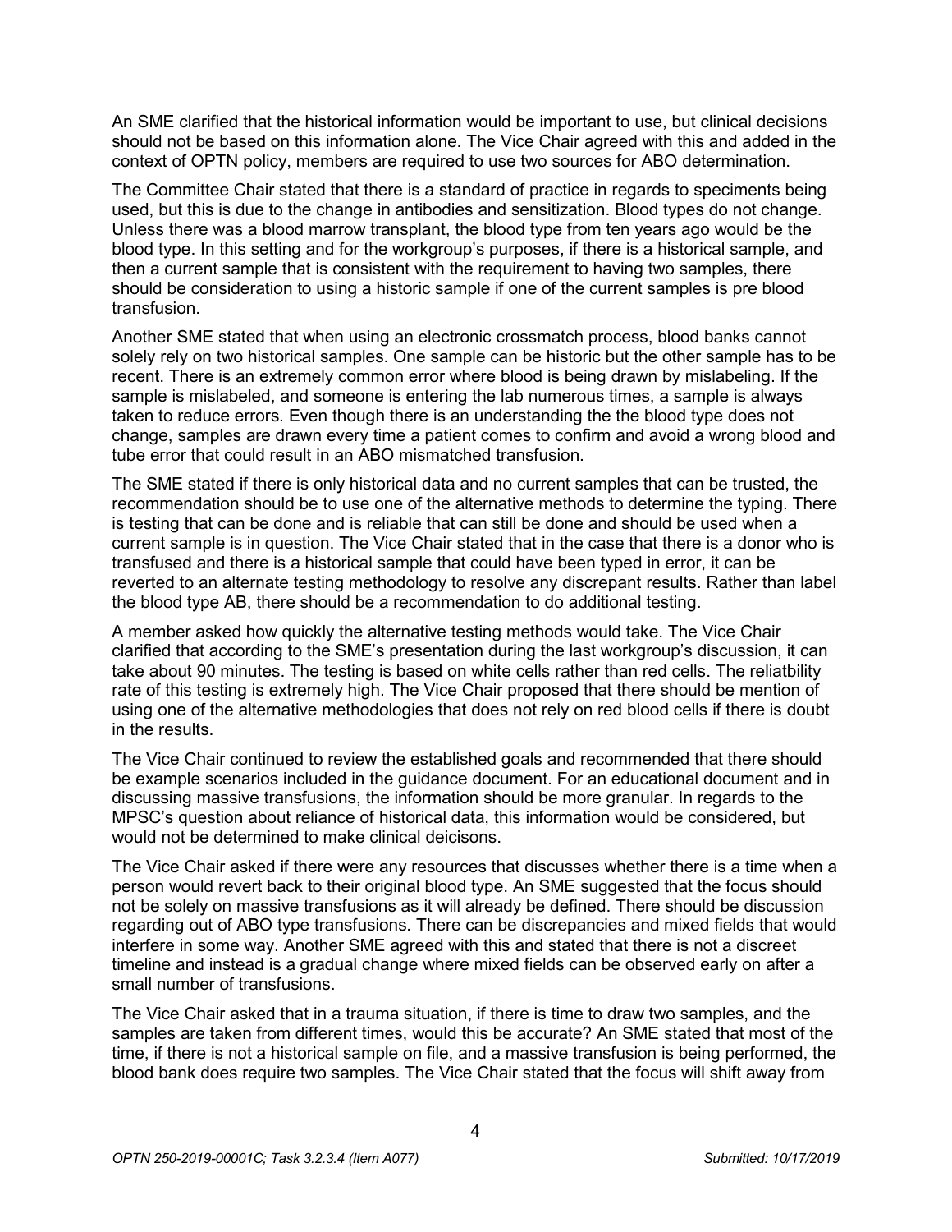An SME clarified that the historical information would be important to use, but clinical decisions should not be based on this information alone. The Vice Chair agreed with this and added in the context of OPTN policy, members are required to use two sources for ABO determination.

The Committee Chair stated that there is a standard of practice in regards to speciments being used, but this is due to the change in antibodies and sensitization. Blood types do not change. Unless there was a blood marrow transplant, the blood type from ten years ago would be the blood type. In this setting and for the workgroup's purposes, if there is a historical sample, and then a current sample that is consistent with the requirement to having two samples, there should be consideration to using a historic sample if one of the current samples is pre blood transfusion.

Another SME stated that when using an electronic crossmatch process, blood banks cannot solely rely on two historical samples. One sample can be historic but the other sample has to be recent. There is an extremely common error where blood is being drawn by mislabeling. If the sample is mislabeled, and someone is entering the lab numerous times, a sample is always taken to reduce errors. Even though there is an understanding the the blood type does not change, samples are drawn every time a patient comes to confirm and avoid a wrong blood and tube error that could result in an ABO mismatched transfusion.

The SME stated if there is only historical data and no current samples that can be trusted, the recommendation should be to use one of the alternative methods to determine the typing. There is testing that can be done and is reliable that can still be done and should be used when a current sample is in question. The Vice Chair stated that in the case that there is a donor who is transfused and there is a historical sample that could have been typed in error, it can be reverted to an alternate testing methodology to resolve any discrepant results. Rather than label the blood type AB, there should be a recommendation to do additional testing.

A member asked how quickly the alternative testing methods would take. The Vice Chair clarified that according to the SME's presentation during the last workgroup's discussion, it can take about 90 minutes. The testing is based on white cells rather than red cells. The reliatbility rate of this testing is extremely high. The Vice Chair proposed that there should be mention of using one of the alternative methodologies that does not rely on red blood cells if there is doubt in the results.

The Vice Chair continued to review the established goals and recommended that there should be example scenarios included in the guidance document. For an educational document and in discussing massive transfusions, the information should be more granular. In regards to the MPSC's question about reliance of historical data, this information would be considered, but would not be determined to make clinical deicisons.

The Vice Chair asked if there were any resources that discusses whether there is a time when a person would revert back to their original blood type. An SME suggested that the focus should not be solely on massive transfusions as it will already be defined. There should be discussion regarding out of ABO type transfusions. There can be discrepancies and mixed fields that would interfere in some way. Another SME agreed with this and stated that there is not a discreet timeline and instead is a gradual change where mixed fields can be observed early on after a small number of transfusions.

The Vice Chair asked that in a trauma situation, if there is time to draw two samples, and the samples are taken from different times, would this be accurate? An SME stated that most of the time, if there is not a historical sample on file, and a massive transfusion is being performed, the blood bank does require two samples. The Vice Chair stated that the focus will shift away from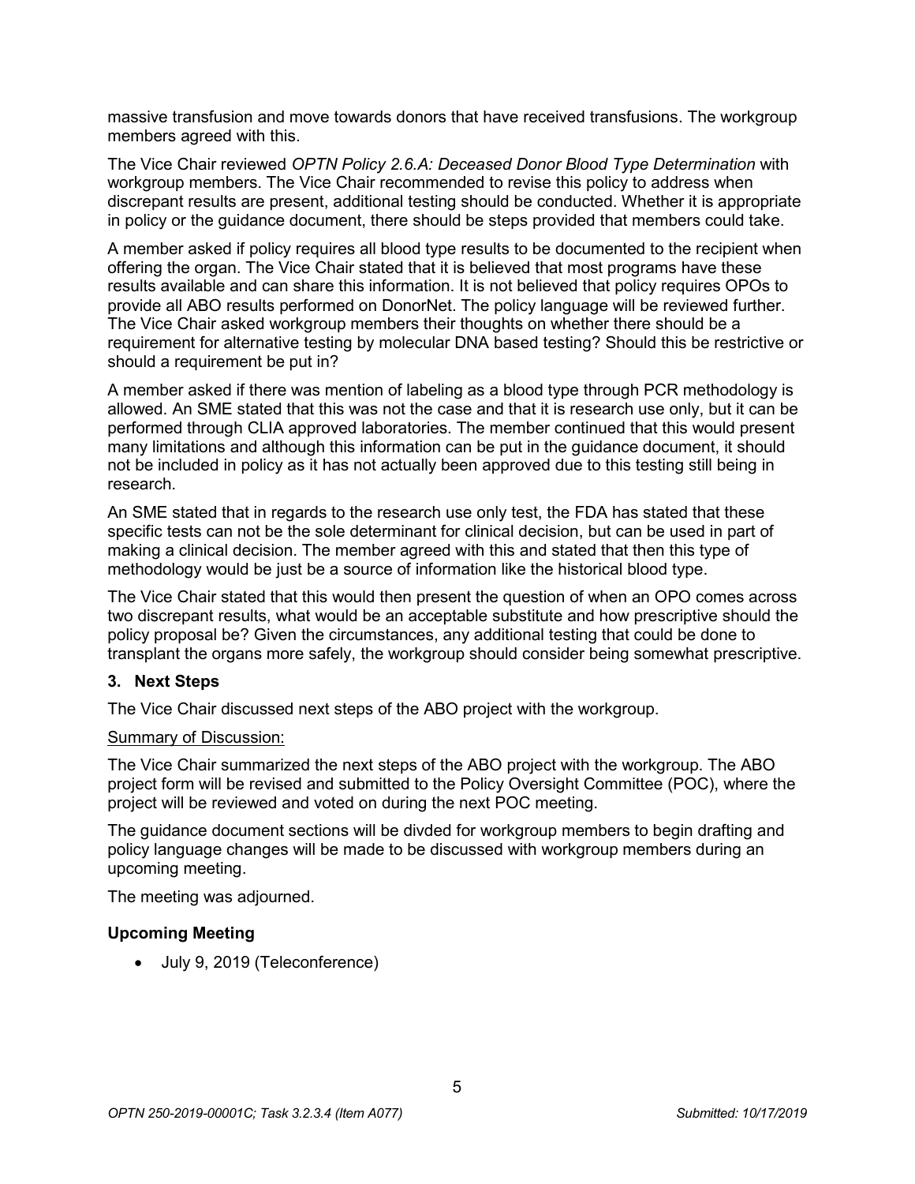massive transfusion and move towards donors that have received transfusions. The workgroup members agreed with this.

The Vice Chair reviewed *OPTN Policy 2.6.A: Deceased Donor Blood Type Determination* with workgroup members. The Vice Chair recommended to revise this policy to address when discrepant results are present, additional testing should be conducted. Whether it is appropriate in policy or the guidance document, there should be steps provided that members could take.

A member asked if policy requires all blood type results to be documented to the recipient when offering the organ. The Vice Chair stated that it is believed that most programs have these results available and can share this information. It is not believed that policy requires OPOs to provide all ABO results performed on DonorNet. The policy language will be reviewed further. The Vice Chair asked workgroup members their thoughts on whether there should be a requirement for alternative testing by molecular DNA based testing? Should this be restrictive or should a requirement be put in?

A member asked if there was mention of labeling as a blood type through PCR methodology is allowed. An SME stated that this was not the case and that it is research use only, but it can be performed through CLIA approved laboratories. The member continued that this would present many limitations and although this information can be put in the guidance document, it should not be included in policy as it has not actually been approved due to this testing still being in research.

An SME stated that in regards to the research use only test, the FDA has stated that these specific tests can not be the sole determinant for clinical decision, but can be used in part of making a clinical decision. The member agreed with this and stated that then this type of methodology would be just be a source of information like the historical blood type.

The Vice Chair stated that this would then present the question of when an OPO comes across two discrepant results, what would be an acceptable substitute and how prescriptive should the policy proposal be? Given the circumstances, any additional testing that could be done to transplant the organs more safely, the workgroup should consider being somewhat prescriptive.

### 3. Next Steps

The Vice Chair discussed next steps of the ABO project with the workgroup.

Summary of Discussion:

The Vice Chair summarized the next steps of the ABO project with the workgroup. The ABO project form will be revised and submitted to the Policy Oversight Committee (POC), where the project will be reviewed and voted on during the next POC meeting.

The guidance document sections will be divded for workgroup members to begin drafting and policy language changes will be made to be discussed with workgroup members during an upcoming meeting.

The meeting was adjourned.

### Upcoming Meeting

- July 9, 2019 (Teleconference)